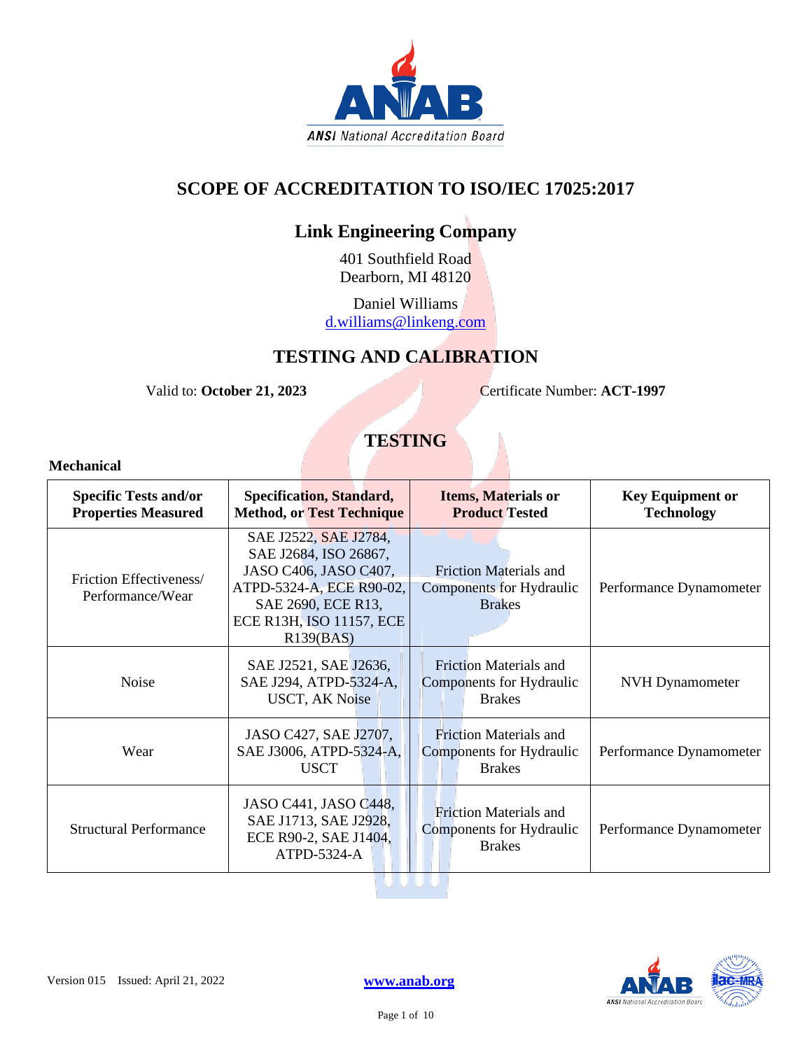# SCOPE OF ACCREDITATION TO ISO/IEC 17025:2017

## Link Engineering Company

401 Southfield Road
Dearborn, MI 48120

Daniel Williams
d.williams@linkeng.com

## TESTING AND CALIBRATION

Valid to: **October 21, 2023** Certificate Number: **ACT-1997**

## TESTING

**Mechanical**

| Specific Tests and/or Properties Measured | Specification, Standard, Method, or Test Technique | Items, Materials or Product Tested | Key Equipment or Technology |
|---|---|---|---|
| Friction Effectiveness/ Performance/Wear | SAE J2522, SAE J2784, SAE J2684, ISO 26867, JASO C406, JASO C407, ATPD-5324-A, ECE R90-02, SAE 2690, ECE R13, ECE R13H, ISO 11157, ECE R139(BAS) | Friction Materials and Components for Hydraulic Brakes | Performance Dynamometer |
| Noise | SAE J2521, SAE J2636, SAE J294, ATPD-5324-A, USCT, AK Noise | Friction Materials and Components for Hydraulic Brakes | NVH Dynamometer |
| Wear | JASO C427, SAE J2707, SAE J3006, ATPD-5324-A, USCT | Friction Materials and Components for Hydraulic Brakes | Performance Dynamometer |
| Structural Performance | JASO C441, JASO C448, SAE J1713, SAE J2928, ECE R90-2, SAE J1404, ATPD-5324-A | Friction Materials and Components for Hydraulic Brakes | Performance Dynamometer |

Version 015 Issued: April 21, 2022

www.anab.org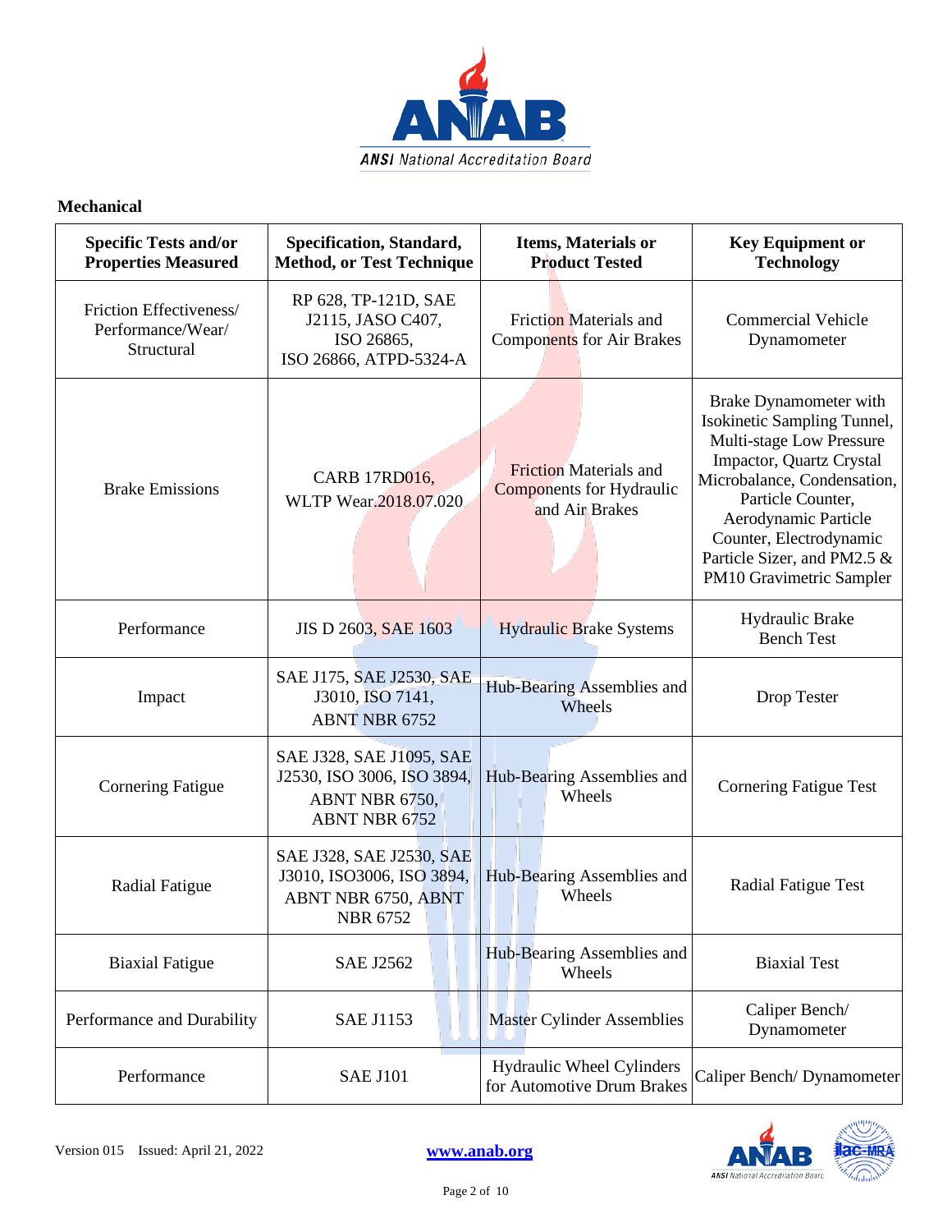## Mechanical

| Specific Tests and/or Properties Measured | Specification, Standard, Method, or Test Technique | Items, Materials or Product Tested | Key Equipment or Technology |
|---|---|---|---|
| Friction Effectiveness/ Performance/Wear/ Structural | RP 628, TP-121D, SAE J2115, JASO C407, ISO 26865, ISO 26866, ATPD-5324-A | Friction Materials and Components for Air Brakes | Commercial Vehicle Dynamometer |
| Brake Emissions | CARB 17RD016, WLTP Wear.2018.07.020 | Friction Materials and Components for Hydraulic and Air Brakes | Brake Dynamometer with Isokinetic Sampling Tunnel, Multi-stage Low Pressure Impactor, Quartz Crystal Microbalance, Condensation, Particle Counter, Aerodynamic Particle Counter, Electrodynamic Particle Sizer, and PM2.5 & PM10 Gravimetric Sampler |
| Performance | JIS D 2603, SAE 1603 | Hydraulic Brake Systems | Hydraulic Brake Bench Test |
| Impact | SAE J175, SAE J2530, SAE J3010, ISO 7141, ABNT NBR 6752 | Hub-Bearing Assemblies and Wheels | Drop Tester |
| Cornering Fatigue | SAE J328, SAE J1095, SAE J2530, ISO 3006, ISO 3894, ABNT NBR 6750, ABNT NBR 6752 | Hub-Bearing Assemblies and Wheels | Cornering Fatigue Test |
| Radial Fatigue | SAE J328, SAE J2530, SAE J3010, ISO3006, ISO 3894, ABNT NBR 6750, ABNT NBR 6752 | Hub-Bearing Assemblies and Wheels | Radial Fatigue Test |
| Biaxial Fatigue | SAE J2562 | Hub-Bearing Assemblies and Wheels | Biaxial Test |
| Performance and Durability | SAE J1153 | Master Cylinder Assemblies | Caliper Bench/ Dynamometer |
| Performance | SAE J101 | Hydraulic Wheel Cylinders for Automotive Drum Brakes | Caliper Bench/ Dynamometer |

Version 015 Issued: April 21, 2022 **www.anab.org**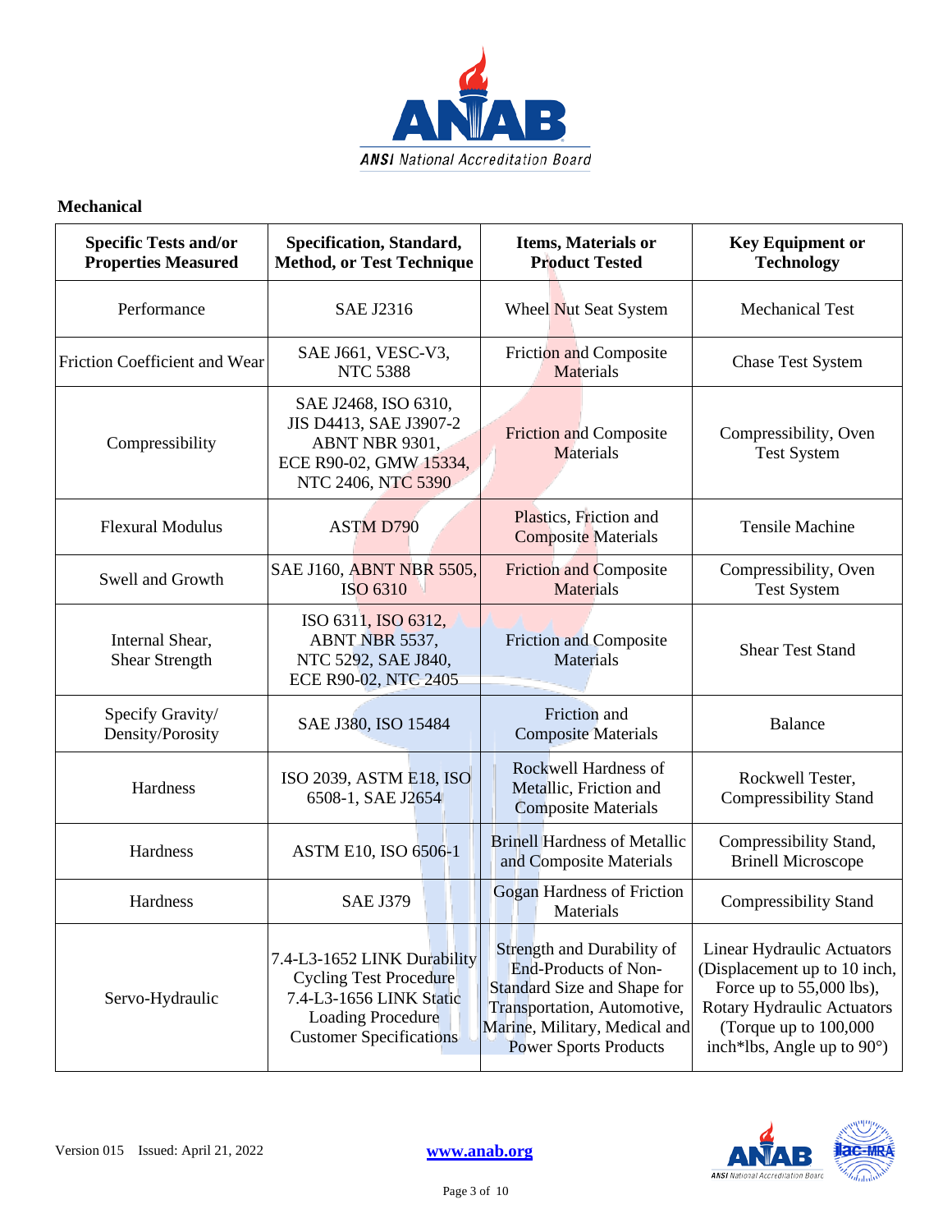**Mechanical**

| Specific Tests and/or Properties Measured | Specification, Standard, Method, or Test Technique | Items, Materials or Product Tested | Key Equipment or Technology |
|---|---|---|---|
| Performance | SAE J2316 | Wheel Nut Seat System | Mechanical Test |
| Friction Coefficient and Wear | SAE J661, VESC-V3, NTC 5388 | Friction and Composite Materials | Chase Test System |
| Compressibility | SAE J2468, ISO 6310, JIS D4413, SAE J3907-2 ABNT NBR 9301, ECE R90-02, GMW 15334, NTC 2406, NTC 5390 | Friction and Composite Materials | Compressibility, Oven Test System |
| Flexural Modulus | ASTM D790 | Plastics, Friction and Composite Materials | Tensile Machine |
| Swell and Growth | SAE J160, ABNT NBR 5505, ISO 6310 | Friction and Composite Materials | Compressibility, Oven Test System |
| Internal Shear, Shear Strength | ISO 6311, ISO 6312, ABNT NBR 5537, NTC 5292, SAE J840, ECE R90-02, NTC 2405 | Friction and Composite Materials | Shear Test Stand |
| Specify Gravity/ Density/Porosity | SAE J380, ISO 15484 | Friction and Composite Materials | Balance |
| Hardness | ISO 2039, ASTM E18, ISO 6508-1, SAE J2654 | Rockwell Hardness of Metallic, Friction and Composite Materials | Rockwell Tester, Compressibility Stand |
| Hardness | ASTM E10, ISO 6506-1 | Brinell Hardness of Metallic and Composite Materials | Compressibility Stand, Brinell Microscope |
| Hardness | SAE J379 | Gogan Hardness of Friction Materials | Compressibility Stand |
| Servo-Hydraulic | 7.4-L3-1652 LINK Durability Cycling Test Procedure 7.4-L3-1656 LINK Static Loading Procedure Customer Specifications | Strength and Durability of End-Products of Non-Standard Size and Shape for Transportation, Automotive, Marine, Military, Medical and Power Sports Products | Linear Hydraulic Actuators (Displacement up to 10 inch, Force up to 55,000 lbs), Rotary Hydraulic Actuators (Torque up to 100,000 inch*lbs, Angle up to 90°) |

Version 015 Issued: April 21, 2022

www.anab.org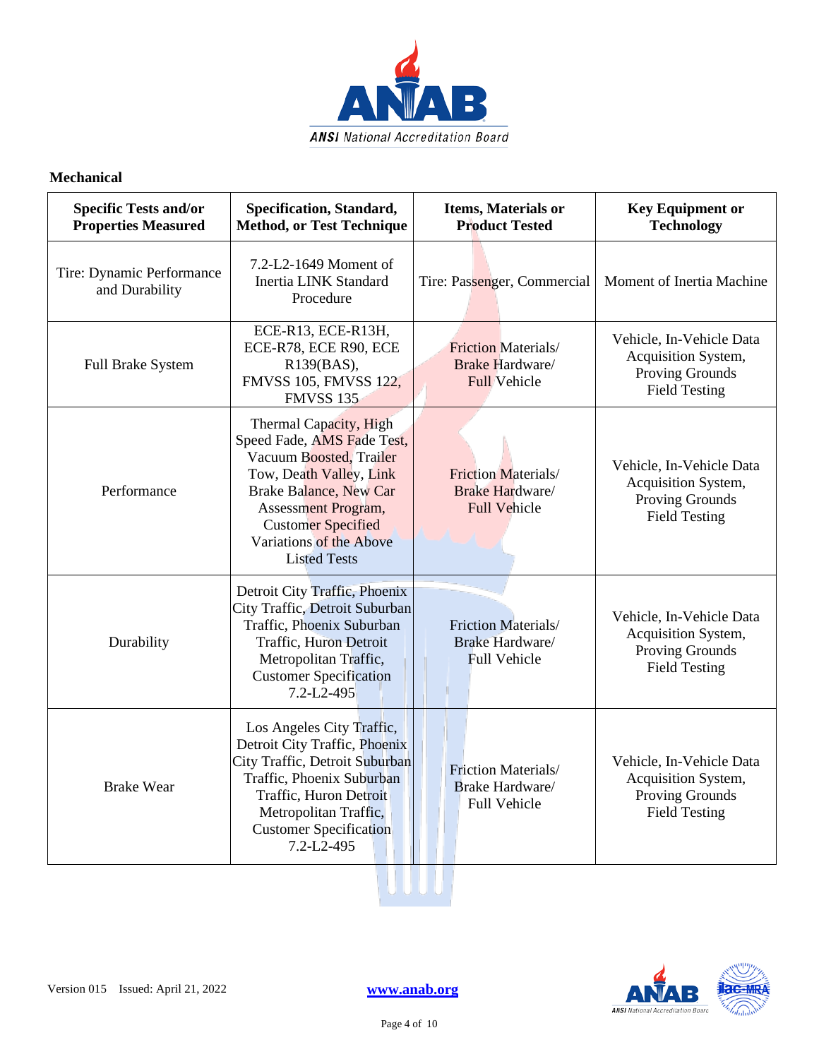## Mechanical

| Specific Tests and/or Properties Measured | Specification, Standard, Method, or Test Technique | Items, Materials or Product Tested | Key Equipment or Technology |
|---|---|---|---|
| Tire: Dynamic Performance and Durability | 7.2-L2-1649 Moment of Inertia LINK Standard Procedure | Tire: Passenger, Commercial | Moment of Inertia Machine |
| Full Brake System | ECE-R13, ECE-R13H, ECE-R78, ECE R90, ECE R139(BAS), FMVSS 105, FMVSS 122, FMVSS 135 | Friction Materials/ Brake Hardware/ Full Vehicle | Vehicle, In-Vehicle Data Acquisition System, Proving Grounds Field Testing |
| Performance | Thermal Capacity, High Speed Fade, AMS Fade Test, Vacuum Boosted, Trailer Tow, Death Valley, Link Brake Balance, New Car Assessment Program, Customer Specified Variations of the Above Listed Tests | Friction Materials/ Brake Hardware/ Full Vehicle | Vehicle, In-Vehicle Data Acquisition System, Proving Grounds Field Testing |
| Durability | Detroit City Traffic, Phoenix City Traffic, Detroit Suburban Traffic, Phoenix Suburban Traffic, Huron Detroit Metropolitan Traffic, Customer Specification 7.2-L2-495 | Friction Materials/ Brake Hardware/ Full Vehicle | Vehicle, In-Vehicle Data Acquisition System, Proving Grounds Field Testing |
| Brake Wear | Los Angeles City Traffic, Detroit City Traffic, Phoenix City Traffic, Detroit Suburban Traffic, Phoenix Suburban Traffic, Huron Detroit Metropolitan Traffic, Customer Specification 7.2-L2-495 | Friction Materials/ Brake Hardware/ Full Vehicle | Vehicle, In-Vehicle Data Acquisition System, Proving Grounds Field Testing |

Version 015 Issued: April 21, 2022

www.anab.org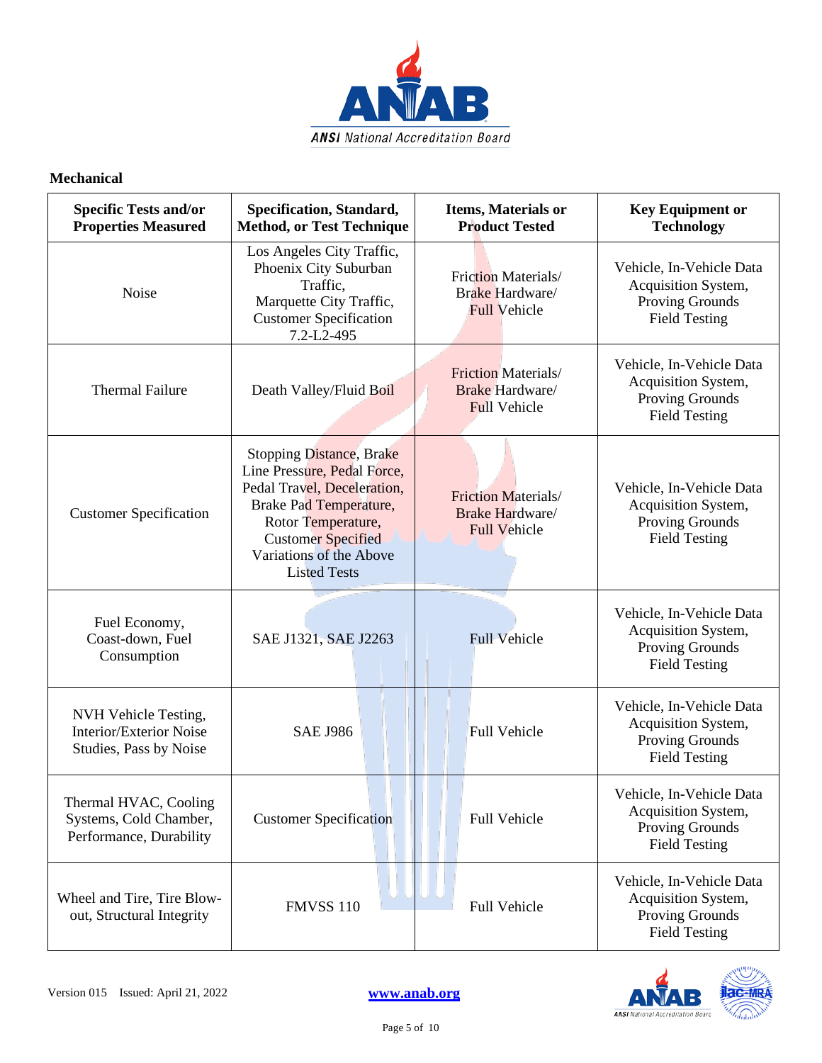**Mechanical**

| Specific Tests and/or Properties Measured | Specification, Standard, Method, or Test Technique | Items, Materials or Product Tested | Key Equipment or Technology |
|---|---|---|---|
| Noise | Los Angeles City Traffic, Phoenix City Suburban Traffic, Marquette City Traffic, Customer Specification 7.2-L2-495 | Friction Materials/ Brake Hardware/ Full Vehicle | Vehicle, In-Vehicle Data Acquisition System, Proving Grounds Field Testing |
| Thermal Failure | Death Valley/Fluid Boil | Friction Materials/ Brake Hardware/ Full Vehicle | Vehicle, In-Vehicle Data Acquisition System, Proving Grounds Field Testing |
| Customer Specification | Stopping Distance, Brake Line Pressure, Pedal Force, Pedal Travel, Deceleration, Brake Pad Temperature, Rotor Temperature, Customer Specified Variations of the Above Listed Tests | Friction Materials/ Brake Hardware/ Full Vehicle | Vehicle, In-Vehicle Data Acquisition System, Proving Grounds Field Testing |
| Fuel Economy, Coast-down, Fuel Consumption | SAE J1321, SAE J2263 | Full Vehicle | Vehicle, In-Vehicle Data Acquisition System, Proving Grounds Field Testing |
| NVH Vehicle Testing, Interior/Exterior Noise Studies, Pass by Noise | SAE J986 | Full Vehicle | Vehicle, In-Vehicle Data Acquisition System, Proving Grounds Field Testing |
| Thermal HVAC, Cooling Systems, Cold Chamber, Performance, Durability | Customer Specification | Full Vehicle | Vehicle, In-Vehicle Data Acquisition System, Proving Grounds Field Testing |
| Wheel and Tire, Tire Blow-out, Structural Integrity | FMVSS 110 | Full Vehicle | Vehicle, In-Vehicle Data Acquisition System, Proving Grounds Field Testing |

Version 015 Issued: April 21, 2022 www.anab.org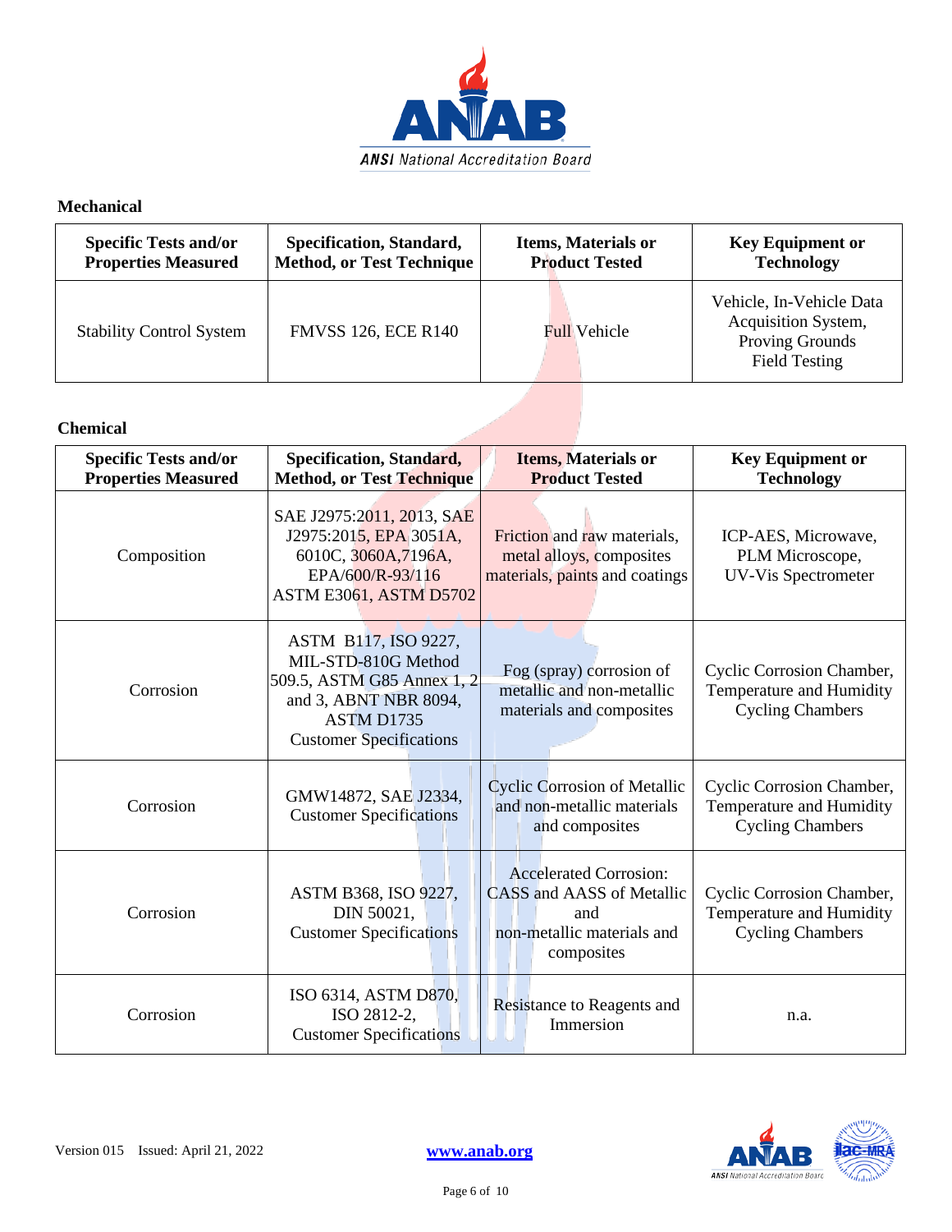## Mechanical

| Specific Tests and/or Properties Measured | Specification, Standard, Method, or Test Technique | Items, Materials or Product Tested | Key Equipment or Technology |
|---|---|---|---|
| Stability Control System | FMVSS 126, ECE R140 | Full Vehicle | Vehicle, In-Vehicle Data Acquisition System, Proving Grounds Field Testing |

## Chemical

| Specific Tests and/or Properties Measured | Specification, Standard, Method, or Test Technique | Items, Materials or Product Tested | Key Equipment or Technology |
|---|---|---|---|
| Composition | SAE J2975:2011, 2013, SAE J2975:2015, EPA 3051A, 6010C, 3060A,7196A, EPA/600/R-93/116 ASTM E3061, ASTM D5702 | Friction and raw materials, metal alloys, composites materials, paints and coatings | ICP-AES, Microwave, PLM Microscope, UV-Vis Spectrometer |
| Corrosion | ASTM B117, ISO 9227, MIL-STD-810G Method 509.5, ASTM G85 Annex 1, 2 and 3, ABNT NBR 8094, ASTM D1735 Customer Specifications | Fog (spray) corrosion of metallic and non-metallic materials and composites | Cyclic Corrosion Chamber, Temperature and Humidity Cycling Chambers |
| Corrosion | GMW14872, SAE J2334, Customer Specifications | Cyclic Corrosion of Metallic and non-metallic materials and composites | Cyclic Corrosion Chamber, Temperature and Humidity Cycling Chambers |
| Corrosion | ASTM B368, ISO 9227, DIN 50021, Customer Specifications | Accelerated Corrosion: CASS and AASS of Metallic and non-metallic materials and composites | Cyclic Corrosion Chamber, Temperature and Humidity Cycling Chambers |
| Corrosion | ISO 6314, ASTM D870, ISO 2812-2, Customer Specifications | Resistance to Reagents and Immersion | n.a. |

Version 015 Issued: April 21, 2022 www.anab.org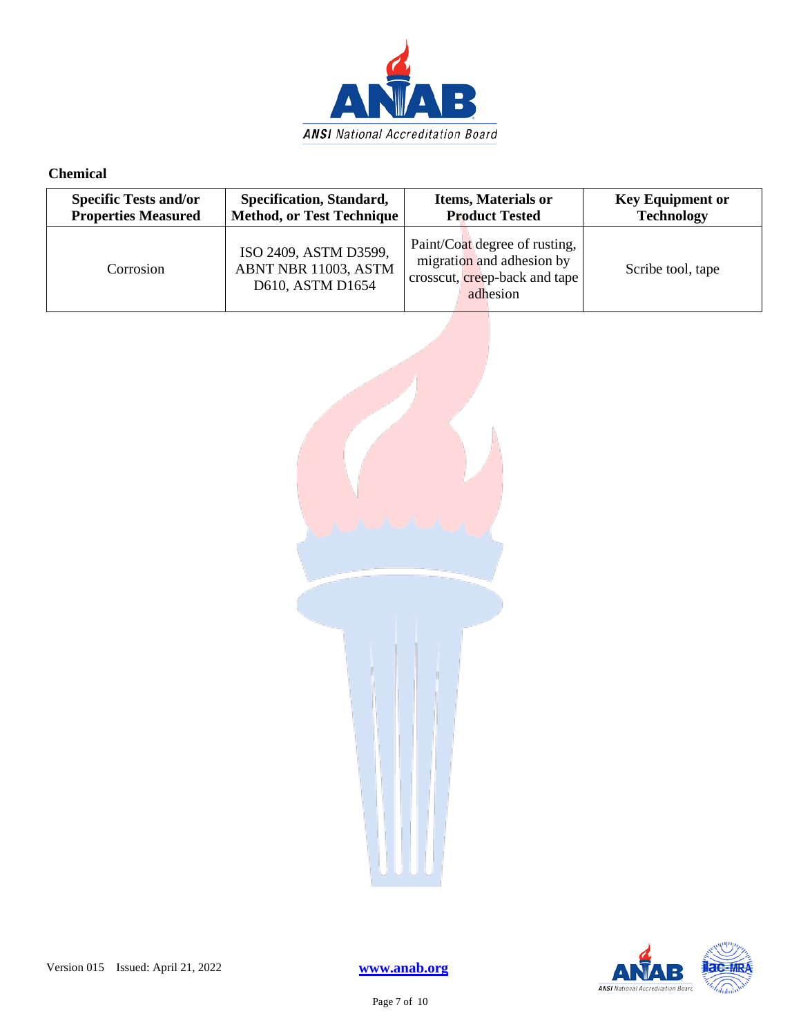**Chemical**

| Specific Tests and/or Properties Measured | Specification, Standard, Method, or Test Technique | Items, Materials or Product Tested | Key Equipment or Technology |
|---|---|---|---|
| Corrosion | ISO 2409, ASTM D3599, ABNT NBR 11003, ASTM D610, ASTM D1654 | Paint/Coat degree of rusting, migration and adhesion by crosscut, creep-back and tape adhesion | Scribe tool, tape |

Version 015 Issued: April 21, 2022

www.anab.org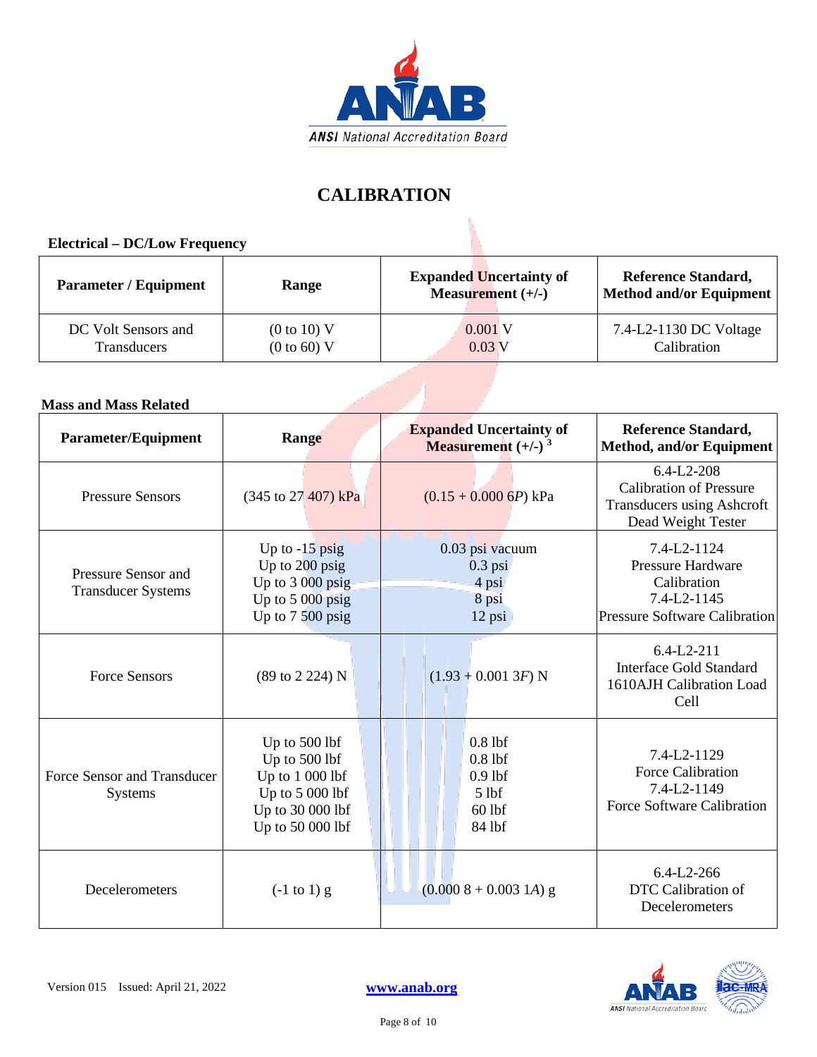# CALIBRATION

**Electrical – DC/Low Frequency**

| Parameter / Equipment | Range | Expanded Uncertainty of Measurement (+/-) | Reference Standard, Method and/or Equipment |
|---|---|---|---|
| DC Volt Sensors and Transducers | (0 to 10) V<br>(0 to 60) V | 0.001 V<br>0.03 V | 7.4-L2-1130 DC Voltage Calibration |

**Mass and Mass Related**

| Parameter/Equipment | Range | Expanded Uncertainty of Measurement (+/-) [3] | Reference Standard, Method, and/or Equipment |
|---|---|---|---|
| Pressure Sensors | (345 to 27 407) kPa | (0.15 + 0.000 6$P$) kPa | 6.4-L2-208<br>Calibration of Pressure Transducers using Ashcroft Dead Weight Tester |
| Pressure Sensor and Transducer Systems | Up to -15 psig<br>Up to 200 psig<br>Up to 3 000 psig<br>Up to 5 000 psig<br>Up to 7 500 psig | 0.03 psi vacuum<br>0.3 psi<br>4 psi<br>8 psi<br>12 psi | 7.4-L2-1124<br>Pressure Hardware Calibration<br>7.4-L2-1145<br>Pressure Software Calibration |
| Force Sensors | (89 to 2 224) N | (1.93 + 0.001 3$F$) N | 6.4-L2-211<br>Interface Gold Standard 1610AJH Calibration Load Cell |
| Force Sensor and Transducer Systems | Up to 500 lbf<br>Up to 500 lbf<br>Up to 1 000 lbf<br>Up to 5 000 lbf<br>Up to 30 000 lbf<br>Up to 50 000 lbf | 0.8 lbf<br>0.8 lbf<br>0.9 lbf<br>5 lbf<br>60 lbf<br>84 lbf | 7.4-L2-1129<br>Force Calibration<br>7.4-L2-1149<br>Force Software Calibration |
| Decelerometers | (-1 to 1) g | (0.000 8 + 0.003 1$A$) g | 6.4-L2-266<br>DTC Calibration of Decelerometers |

Version 015 Issued: April 21, 2022

www.anab.org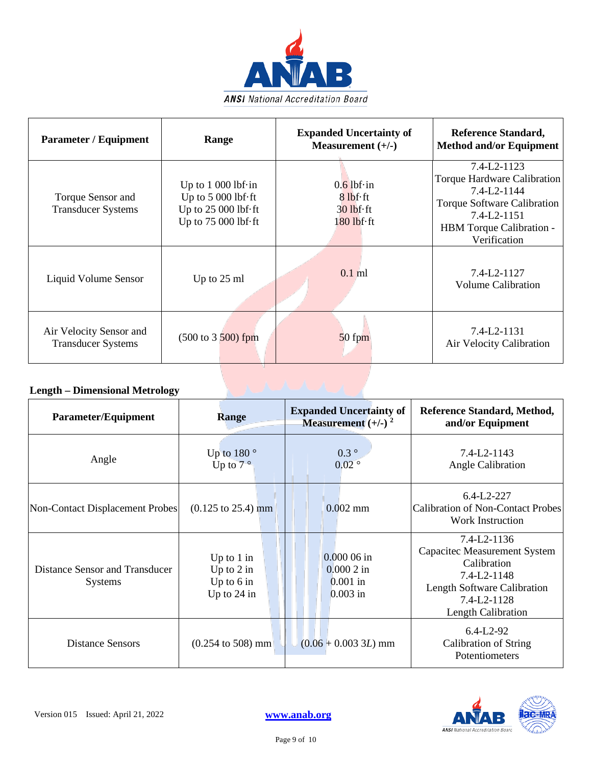| Parameter / Equipment | Range | Expanded Uncertainty of Measurement (+/-) | Reference Standard, Method and/or Equipment |
|---|---|---|---|
| Torque Sensor and Transducer Systems | Up to 1 000 lbf·in<br>Up to 5 000 lbf·ft<br>Up to 25 000 lbf·ft<br>Up to 75 000 lbf·ft | 0.6 lbf·in<br>8 lbf·ft<br>30 lbf·ft<br>180 lbf·ft | 7.4-L2-1123<br>Torque Hardware Calibration<br>7.4-L2-1144<br>Torque Software Calibration<br>7.4-L2-1151<br>HBM Torque Calibration - Verification |
| Liquid Volume Sensor | Up to 25 ml | 0.1 ml | 7.4-L2-1127<br>Volume Calibration |
| Air Velocity Sensor and Transducer Systems | (500 to 3 500) fpm | 50 fpm | 7.4-L2-1131<br>Air Velocity Calibration |

**Length – Dimensional Metrology**

| Parameter/Equipment | Range | Expanded Uncertainty of Measurement (+/-) [2] | Reference Standard, Method, and/or Equipment |
|---|---|---|---|
| Angle | Up to 180 °<br>Up to 7 ° | 0.3 °<br>0.02 ° | 7.4-L2-1143<br>Angle Calibration |
| Non-Contact Displacement Probes | (0.125 to 25.4) mm | 0.002 mm | 6.4-L2-227<br>Calibration of Non-Contact Probes Work Instruction |
| Distance Sensor and Transducer Systems | Up to 1 in<br>Up to 2 in<br>Up to 6 in<br>Up to 24 in | 0.000 06 in<br>0.000 2 in<br>0.001 in<br>0.003 in | 7.4-L2-1136<br>Capacitec Measurement System Calibration<br>7.4-L2-1148<br>Length Software Calibration<br>7.4-L2-1128<br>Length Calibration |
| Distance Sensors | (0.254 to 508) mm | $(0.06 + 0.003\ 3L)$ mm | 6.4-L2-92<br>Calibration of String Potentiometers |

Version 015 Issued: April 21, 2022 www.anab.org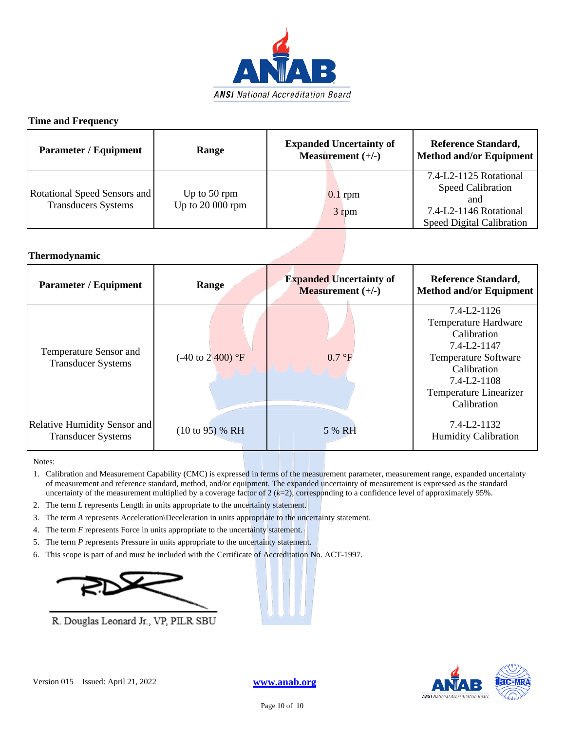### Time and Frequency

| Parameter / Equipment | Range | Expanded Uncertainty of Measurement (+/-) | Reference Standard, Method and/or Equipment |
|---|---|---|---|
| Rotational Speed Sensors and Transducers Systems | Up to 50 rpm<br>Up to 20 000 rpm | 0.1 rpm<br>3 rpm | 7.4-L2-1125 Rotational Speed Calibration<br>and<br>7.4-L2-1146 Rotational Speed Digital Calibration |

### Thermodynamic

| Parameter / Equipment | Range | Expanded Uncertainty of Measurement (+/-) | Reference Standard, Method and/or Equipment |
|---|---|---|---|
| Temperature Sensor and Transducer Systems | (-40 to 2 400) °F | 0.7 °F | 7.4-L2-1126 Temperature Hardware Calibration<br>7.4-L2-1147 Temperature Software Calibration<br>7.4-L2-1108 Temperature Linearizer Calibration |
| Relative Humidity Sensor and Transducer Systems | (10 to 95) % RH | 5 % RH | 7.4-L2-1132 Humidity Calibration |

Notes:

1. Calibration and Measurement Capability (CMC) is expressed in terms of the measurement parameter, measurement range, expanded uncertainty of measurement and reference standard, method, and/or equipment. The expanded uncertainty of measurement is expressed as the standard uncertainty of the measurement multiplied by a coverage factor of 2 ($k$=2), corresponding to a confidence level of approximately 95%.
2. The term *L* represents Length in units appropriate to the uncertainty statement.
3. The term *A* represents Acceleration\Deceleration in units appropriate to the uncertainty statement.
4. The term *F* represents Force in units appropriate to the uncertainty statement.
5. The term *P* represents Pressure in units appropriate to the uncertainty statement.
6. This scope is part of and must be included with the Certificate of Accreditation No. ACT-1997.

R. Douglas Leonard Jr., VP, PILR SBU

Version 015 Issued: April 21, 2022

www.anab.org